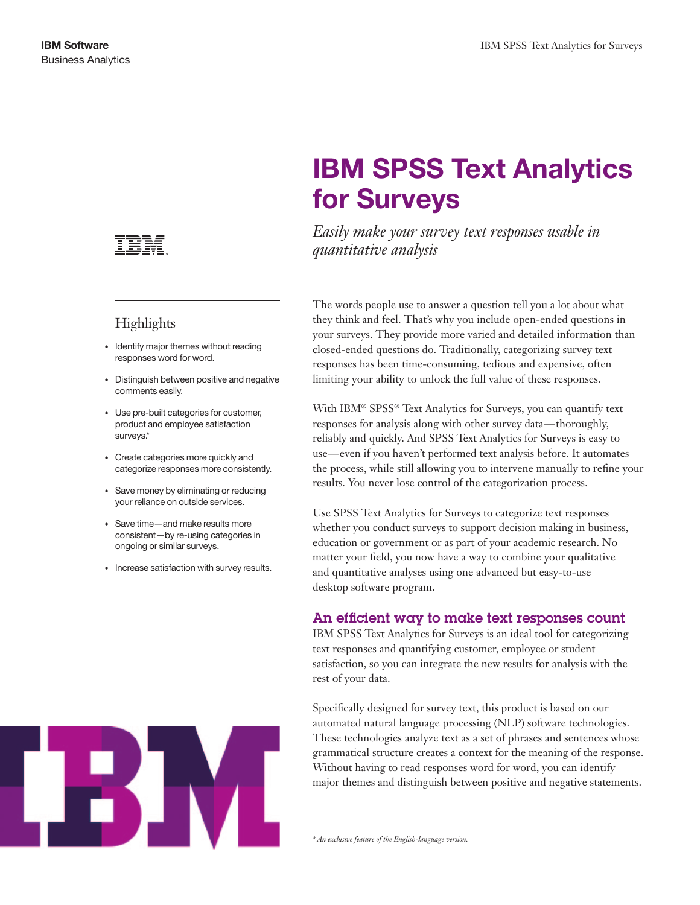IBM Software
Business Analytics

# IBM SPSS Text Analytics for Surveys

*Easily make your survey text responses usable in quantitative analysis*

## Highlights

- Identify major themes without reading responses word for word.
- Distinguish between positive and negative comments easily.
- Use pre-built categories for customer, product and employee satisfaction surveys.*
- Create categories more quickly and categorize responses more consistently.
- Save money by eliminating or reducing your reliance on outside services.
- Save time—and make results more consistent—by re-using categories in ongoing or similar surveys.
- Increase satisfaction with survey results.

The words people use to answer a question tell you a lot about what they think and feel. That's why you include open-ended questions in your surveys. They provide more varied and detailed information than closed-ended questions do. Traditionally, categorizing survey text responses has been time-consuming, tedious and expensive, often limiting your ability to unlock the full value of these responses.

With IBM® SPSS® Text Analytics for Surveys, you can quantify text responses for analysis along with other survey data—thoroughly, reliably and quickly. And SPSS Text Analytics for Surveys is easy to use—even if you haven't performed text analysis before. It automates the process, while still allowing you to intervene manually to refine your results. You never lose control of the categorization process.

Use SPSS Text Analytics for Surveys to categorize text responses whether you conduct surveys to support decision making in business, education or government or as part of your academic research. No matter your field, you now have a way to combine your qualitative and quantitative analyses using one advanced but easy-to-use desktop software program.

## An efficient way to make text responses count

IBM SPSS Text Analytics for Surveys is an ideal tool for categorizing text responses and quantifying customer, employee or student satisfaction, so you can integrate the new results for analysis with the rest of your data.

Specifically designed for survey text, this product is based on our automated natural language processing (NLP) software technologies. These technologies analyze text as a set of phrases and sentences whose grammatical structure creates a context for the meaning of the response. Without having to read responses word for word, you can identify major themes and distinguish between positive and negative statements.

*\* An exclusive feature of the English-language version.*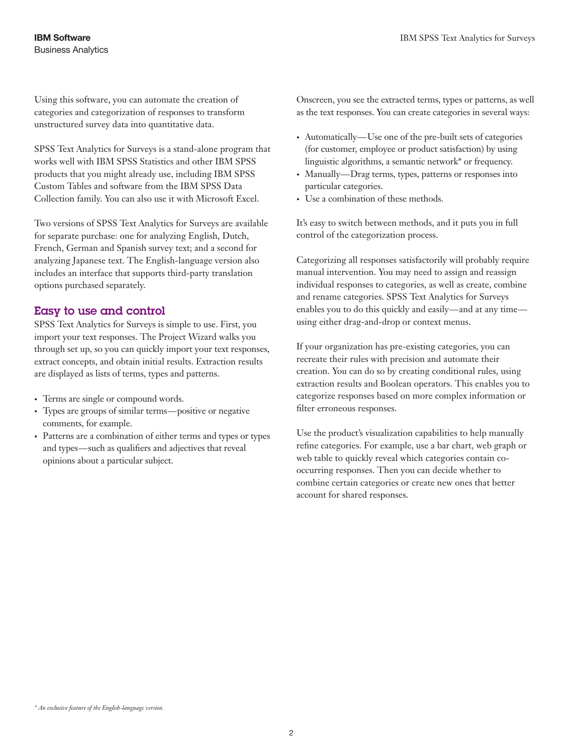Using this software, you can automate the creation of categories and categorization of responses to transform unstructured survey data into quantitative data.

SPSS Text Analytics for Surveys is a stand-alone program that works well with IBM SPSS Statistics and other IBM SPSS products that you might already use, including IBM SPSS Custom Tables and software from the IBM SPSS Data Collection family. You can also use it with Microsoft Excel.

Two versions of SPSS Text Analytics for Surveys are available for separate purchase: one for analyzing English, Dutch, French, German and Spanish survey text; and a second for analyzing Japanese text. The English-language version also includes an interface that supports third-party translation options purchased separately.

## Easy to use and control

SPSS Text Analytics for Surveys is simple to use. First, you import your text responses. The Project Wizard walks you through set up, so you can quickly import your text responses, extract concepts, and obtain initial results. Extraction results are displayed as lists of terms, types and patterns.

- Terms are single or compound words.
- Types are groups of similar terms—positive or negative comments, for example.
- Patterns are a combination of either terms and types or types and types—such as qualifiers and adjectives that reveal opinions about a particular subject.

Onscreen, you see the extracted terms, types or patterns, as well as the text responses. You can create categories in several ways:

- Automatically—Use one of the pre-built sets of categories (for customer, employee or product satisfaction) by using linguistic algorithms, a semantic network* or frequency.
- Manually—Drag terms, types, patterns or responses into particular categories.
- Use a combination of these methods.

It's easy to switch between methods, and it puts you in full control of the categorization process.

Categorizing all responses satisfactorily will probably require manual intervention. You may need to assign and reassign individual responses to categories, as well as create, combine and rename categories. SPSS Text Analytics for Surveys enables you to do this quickly and easily—and at any time—using either drag-and-drop or context menus.

If your organization has pre-existing categories, you can recreate their rules with precision and automate their creation. You can do so by creating conditional rules, using extraction results and Boolean operators. This enables you to categorize responses based on more complex information or filter erroneous responses.

Use the product's visualization capabilities to help manually refine categories. For example, use a bar chart, web graph or web table to quickly reveal which categories contain co-occurring responses. Then you can decide whether to combine certain categories or create new ones that better account for shared responses.

*\* An exclusive feature of the English-language version.*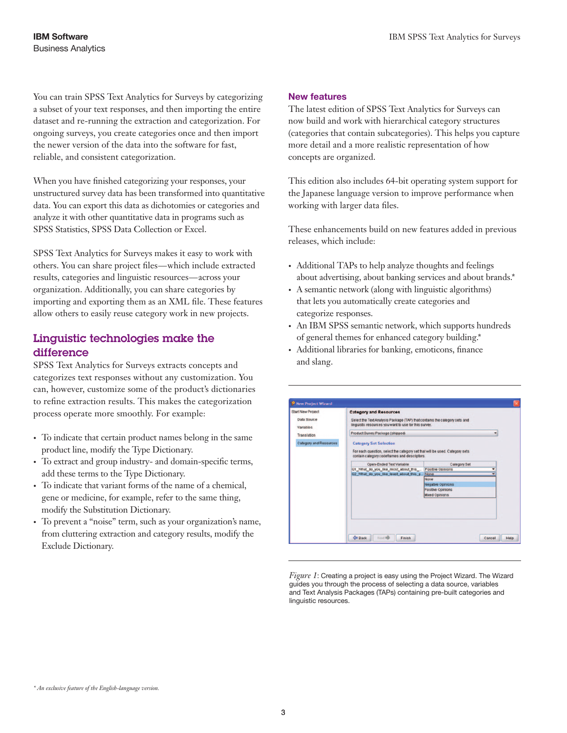You can train SPSS Text Analytics for Surveys by categorizing a subset of your text responses, and then importing the entire dataset and re-running the extraction and categorization. For ongoing surveys, you create categories once and then import the newer version of the data into the software for fast, reliable, and consistent categorization.

When you have finished categorizing your responses, your unstructured survey data has been transformed into quantitative data. You can export this data as dichotomies or categories and analyze it with other quantitative data in programs such as SPSS Statistics, SPSS Data Collection or Excel.

SPSS Text Analytics for Surveys makes it easy to work with others. You can share project files—which include extracted results, categories and linguistic resources—across your organization. Additionally, you can share categories by importing and exporting them as an XML file. These features allow others to easily reuse category work in new projects.

## Linguistic technologies make the difference

SPSS Text Analytics for Surveys extracts concepts and categorizes text responses without any customization. You can, however, customize some of the product's dictionaries to refine extraction results. This makes the categorization process operate more smoothly. For example:

- To indicate that certain product names belong in the same product line, modify the Type Dictionary.
- To extract and group industry- and domain-specific terms, add these terms to the Type Dictionary.
- To indicate that variant forms of the name of a chemical, gene or medicine, for example, refer to the same thing, modify the Substitution Dictionary.
- To prevent a "noise" term, such as your organization's name, from cluttering extraction and category results, modify the Exclude Dictionary.

## New features

The latest edition of SPSS Text Analytics for Surveys can now build and work with hierarchical category structures (categories that contain subcategories). This helps you capture more detail and a more realistic representation of how concepts are organized.

This edition also includes 64-bit operating system support for the Japanese language version to improve performance when working with larger data files.

These enhancements build on new features added in previous releases, which include:

- Additional TAPs to help analyze thoughts and feelings about advertising, about banking services and about brands.*
- A semantic network (along with linguistic algorithms) that lets you automatically create categories and categorize responses.
- An IBM SPSS semantic network, which supports hundreds of general themes for enhanced category building.*
- Additional libraries for banking, emoticons, finance and slang.

*Figure 1*: Creating a project is easy using the Project Wizard. The Wizard guides you through the process of selecting a data source, variables and Text Analysis Packages (TAPs) containing pre-built categories and linguistic resources.

*\* An exclusive feature of the English-language version.*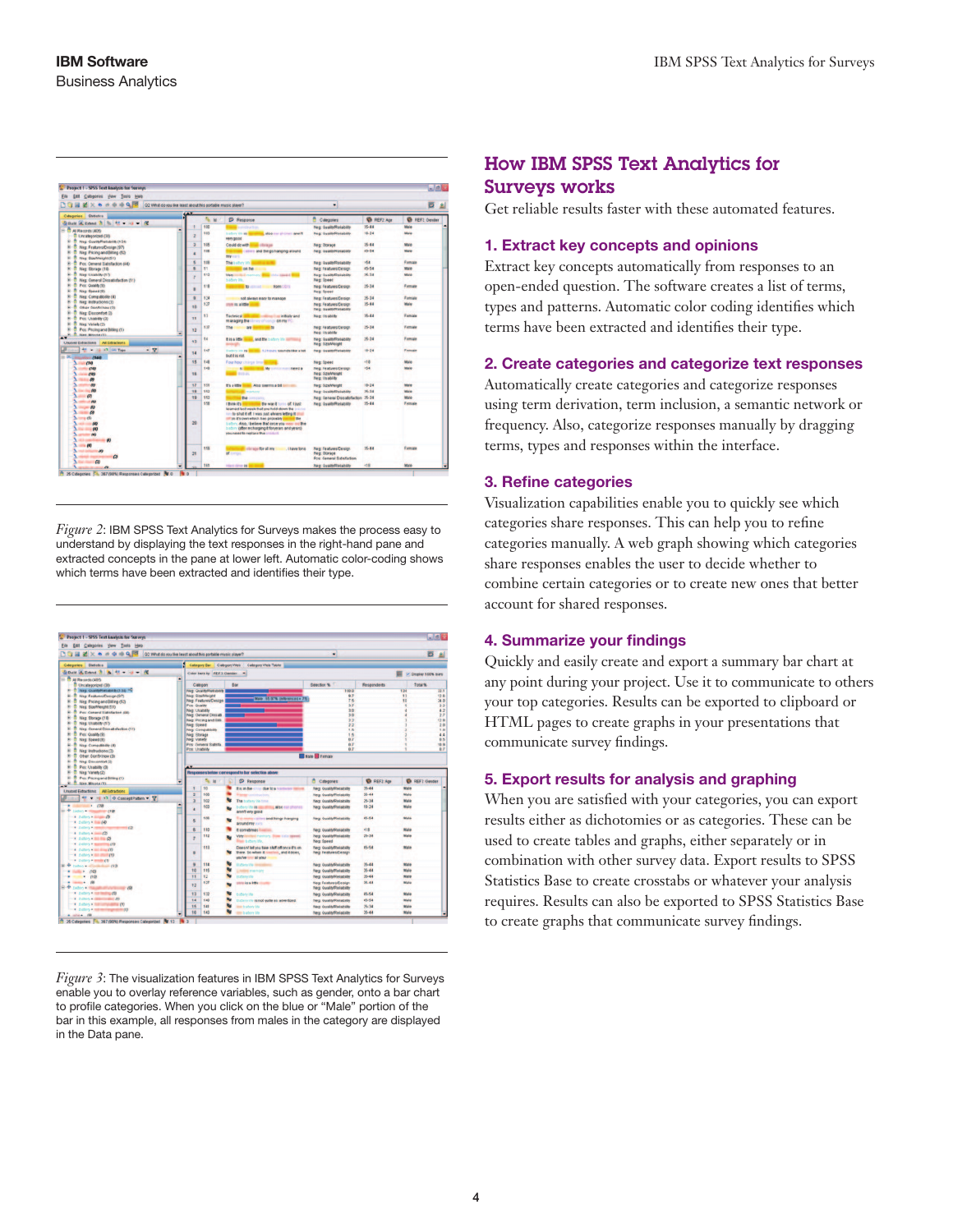*Figure 2*: IBM SPSS Text Analytics for Surveys makes the process easy to understand by displaying the text responses in the right-hand pane and extracted concepts in the pane at lower left. Automatic color-coding shows which terms have been extracted and identifies their type.

*Figure 3*: The visualization features in IBM SPSS Text Analytics for Surveys enable you to overlay reference variables, such as gender, onto a bar chart to profile categories. When you click on the blue or "Male" portion of the bar in this example, all responses from males in the category are displayed in the Data pane.

## How IBM SPSS Text Analytics for Surveys works

Get reliable results faster with these automated features.

### 1. Extract key concepts and opinions

Extract key concepts automatically from responses to an open-ended question. The software creates a list of terms, types and patterns. Automatic color coding identifies which terms have been extracted and identifies their type.

### 2. Create categories and categorize text responses

Automatically create categories and categorize responses using term derivation, term inclusion, a semantic network or frequency. Also, categorize responses manually by dragging terms, types and responses within the interface.

### 3. Refine categories

Visualization capabilities enable you to quickly see which categories share responses. This can help you to refine categories manually. A web graph showing which categories share responses enables the user to decide whether to combine certain categories or to create new ones that better account for shared responses.

### 4. Summarize your findings

Quickly and easily create and export a summary bar chart at any point during your project. Use it to communicate to others your top categories. Results can be exported to clipboard or HTML pages to create graphs in your presentations that communicate survey findings.

### 5. Export results for analysis and graphing

When you are satisfied with your categories, you can export results either as dichotomies or as categories. These can be used to create tables and graphs, either separately or in combination with other survey data. Export results to SPSS Statistics Base to create crosstabs or whatever your analysis requires. Results can also be exported to SPSS Statistics Base to create graphs that communicate survey findings.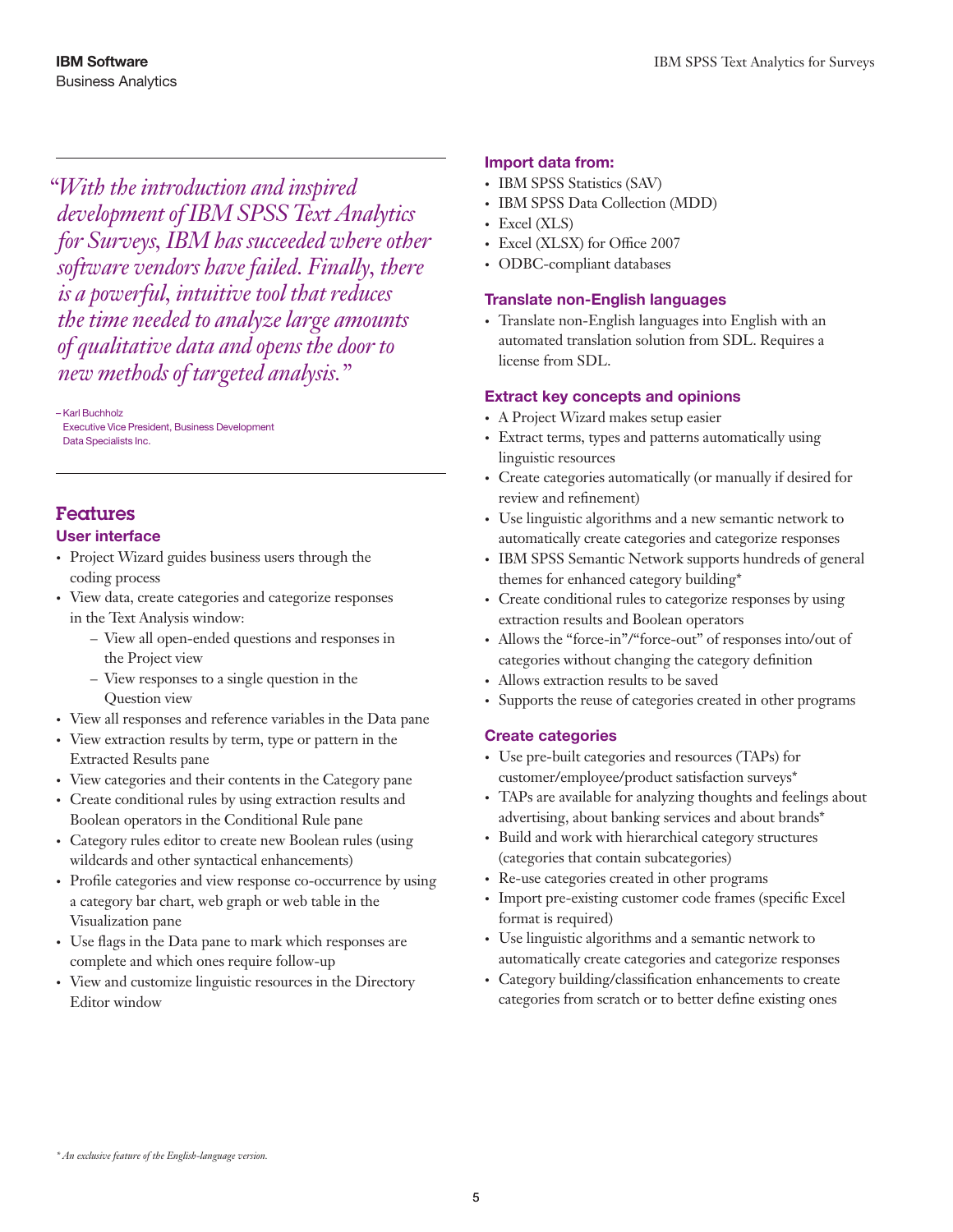*"With the introduction and inspired development of IBM SPSS Text Analytics for Surveys, IBM has succeeded where other software vendors have failed. Finally, there is a powerful, intuitive tool that reduces the time needed to analyze large amounts of qualitative data and opens the door to new methods of targeted analysis."*

– Karl Buchholz
Executive Vice President, Business Development
Data Specialists Inc.

## Features

### User interface

- Project Wizard guides business users through the coding process
- View data, create categories and categorize responses in the Text Analysis window:
  - View all open-ended questions and responses in the Project view
  - View responses to a single question in the Question view
- View all responses and reference variables in the Data pane
- View extraction results by term, type or pattern in the Extracted Results pane
- View categories and their contents in the Category pane
- Create conditional rules by using extraction results and Boolean operators in the Conditional Rule pane
- Category rules editor to create new Boolean rules (using wildcards and other syntactical enhancements)
- Profile categories and view response co-occurrence by using a category bar chart, web graph or web table in the Visualization pane
- Use flags in the Data pane to mark which responses are complete and which ones require follow-up
- View and customize linguistic resources in the Directory Editor window

### Import data from:

- IBM SPSS Statistics (SAV)
- IBM SPSS Data Collection (MDD)
- Excel (XLS)
- Excel (XLSX) for Office 2007
- ODBC-compliant databases

### Translate non-English languages

- Translate non-English languages into English with an automated translation solution from SDL. Requires a license from SDL.

### Extract key concepts and opinions

- A Project Wizard makes setup easier
- Extract terms, types and patterns automatically using linguistic resources
- Create categories automatically (or manually if desired for review and refinement)
- Use linguistic algorithms and a new semantic network to automatically create categories and categorize responses
- IBM SPSS Semantic Network supports hundreds of general themes for enhanced category building*
- Create conditional rules to categorize responses by using extraction results and Boolean operators
- Allows the "force-in"/"force-out" of responses into/out of categories without changing the category definition
- Allows extraction results to be saved
- Supports the reuse of categories created in other programs

### Create categories

- Use pre-built categories and resources (TAPs) for customer/employee/product satisfaction surveys*
- TAPs are available for analyzing thoughts and feelings about advertising, about banking services and about brands*
- Build and work with hierarchical category structures (categories that contain subcategories)
- Re-use categories created in other programs
- Import pre-existing customer code frames (specific Excel format is required)
- Use linguistic algorithms and a semantic network to automatically create categories and categorize responses
- Category building/classification enhancements to create categories from scratch or to better define existing ones

*\* An exclusive feature of the English-language version.*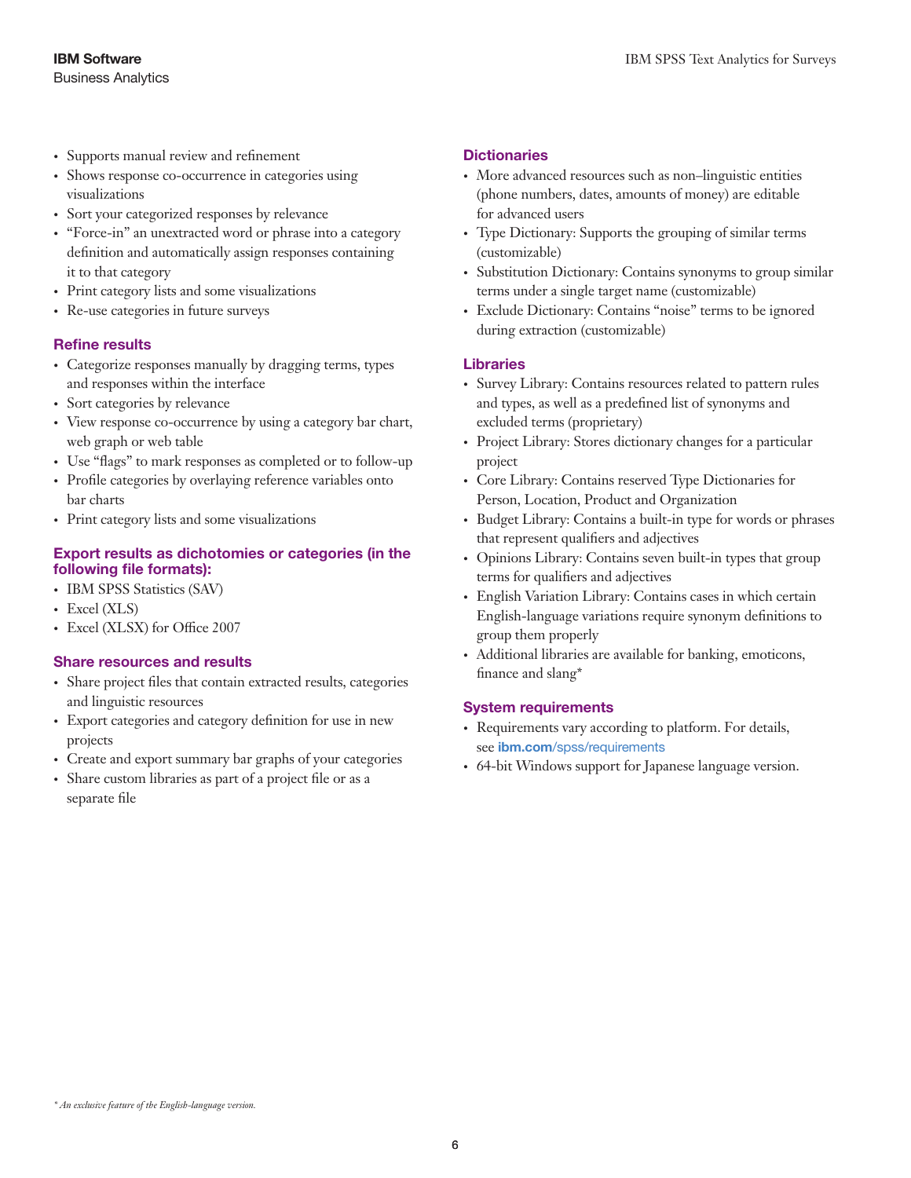- Supports manual review and refinement
- Shows response co-occurrence in categories using visualizations
- Sort your categorized responses by relevance
- "Force-in" an unextracted word or phrase into a category definition and automatically assign responses containing it to that category
- Print category lists and some visualizations
- Re-use categories in future surveys

### Refine results

- Categorize responses manually by dragging terms, types and responses within the interface
- Sort categories by relevance
- View response co-occurrence by using a category bar chart, web graph or web table
- Use "flags" to mark responses as completed or to follow-up
- Profile categories by overlaying reference variables onto bar charts
- Print category lists and some visualizations

### Export results as dichotomies or categories (in the following file formats):

- IBM SPSS Statistics (SAV)
- Excel (XLS)
- Excel (XLSX) for Office 2007

### Share resources and results

- Share project files that contain extracted results, categories and linguistic resources
- Export categories and category definition for use in new projects
- Create and export summary bar graphs of your categories
- Share custom libraries as part of a project file or as a separate file

### Dictionaries

- More advanced resources such as non–linguistic entities (phone numbers, dates, amounts of money) are editable for advanced users
- Type Dictionary: Supports the grouping of similar terms (customizable)
- Substitution Dictionary: Contains synonyms to group similar terms under a single target name (customizable)
- Exclude Dictionary: Contains "noise" terms to be ignored during extraction (customizable)

### Libraries

- Survey Library: Contains resources related to pattern rules and types, as well as a predefined list of synonyms and excluded terms (proprietary)
- Project Library: Stores dictionary changes for a particular project
- Core Library: Contains reserved Type Dictionaries for Person, Location, Product and Organization
- Budget Library: Contains a built-in type for words or phrases that represent qualifiers and adjectives
- Opinions Library: Contains seven built-in types that group terms for qualifiers and adjectives
- English Variation Library: Contains cases in which certain English-language variations require synonym definitions to group them properly
- Additional libraries are available for banking, emoticons, finance and slang*

### System requirements

- Requirements vary according to platform. For details, see **ibm.com**/spss/requirements
- 64-bit Windows support for Japanese language version.

*\* An exclusive feature of the English-language version.*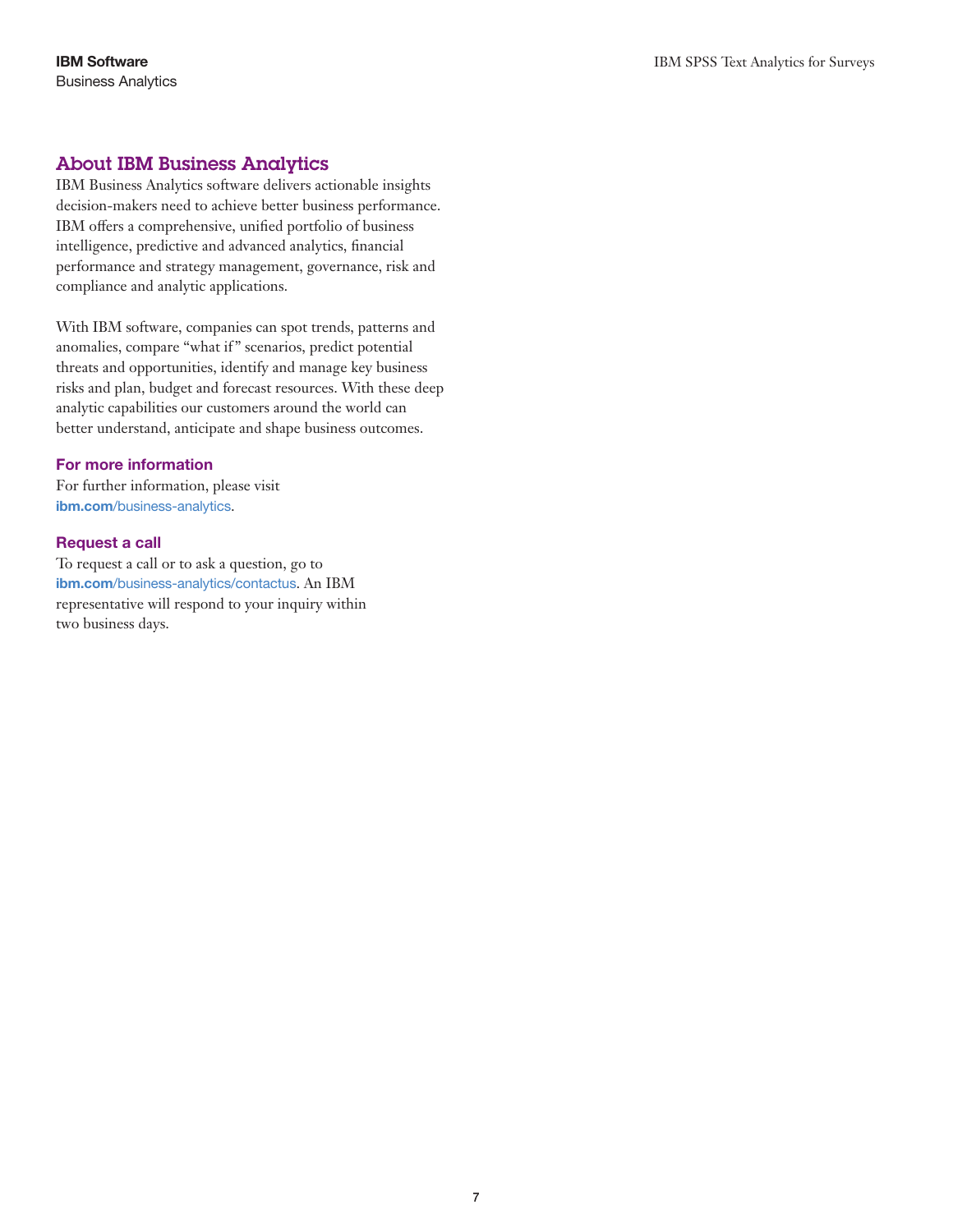## About IBM Business Analytics

IBM Business Analytics software delivers actionable insights decision-makers need to achieve better business performance. IBM offers a comprehensive, unified portfolio of business intelligence, predictive and advanced analytics, financial performance and strategy management, governance, risk and compliance and analytic applications.

With IBM software, companies can spot trends, patterns and anomalies, compare "what if" scenarios, predict potential threats and opportunities, identify and manage key business risks and plan, budget and forecast resources. With these deep analytic capabilities our customers around the world can better understand, anticipate and shape business outcomes.

### For more information

For further information, please visit **ibm.com**/business-analytics.

### Request a call

To request a call or to ask a question, go to **ibm.com**/business-analytics/contactus. An IBM representative will respond to your inquiry within two business days.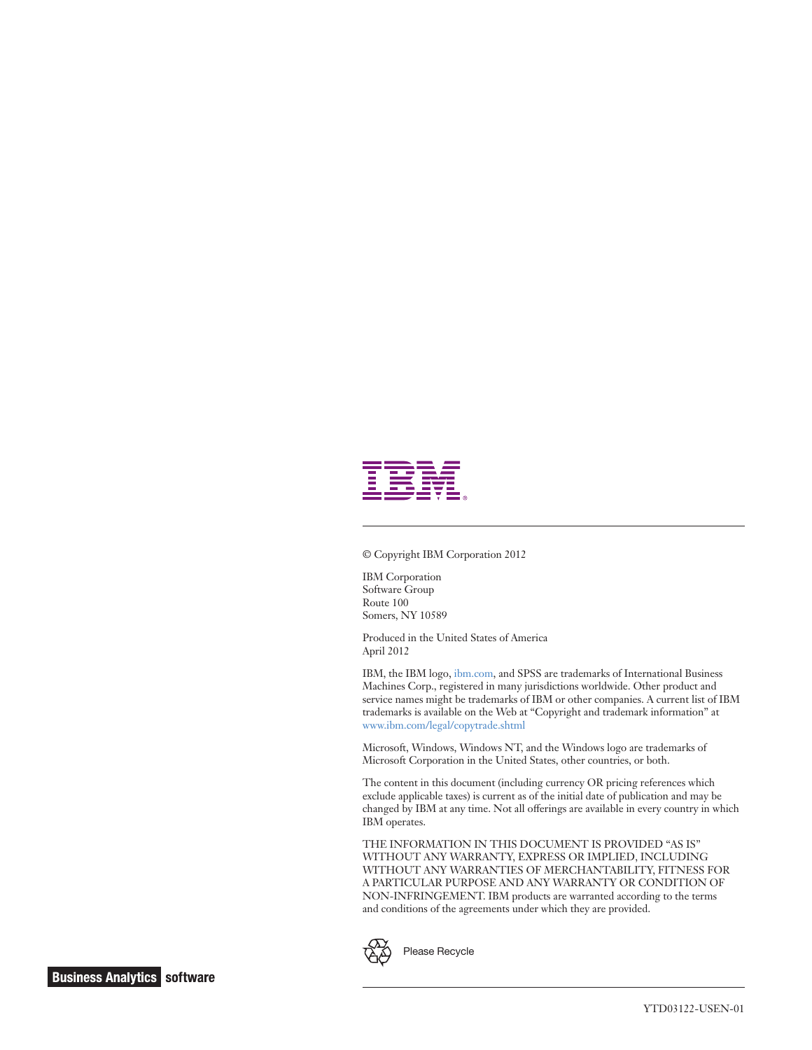© Copyright IBM Corporation 2012

IBM Corporation
Software Group
Route 100
Somers, NY 10589

Produced in the United States of America
April 2012

IBM, the IBM logo, ibm.com, and SPSS are trademarks of International Business Machines Corp., registered in many jurisdictions worldwide. Other product and service names might be trademarks of IBM or other companies. A current list of IBM trademarks is available on the Web at "Copyright and trademark information" at www.ibm.com/legal/copytrade.shtml

Microsoft, Windows, Windows NT, and the Windows logo are trademarks of Microsoft Corporation in the United States, other countries, or both.

The content in this document (including currency OR pricing references which exclude applicable taxes) is current as of the initial date of publication and may be changed by IBM at any time. Not all offerings are available in every country in which IBM operates.

THE INFORMATION IN THIS DOCUMENT IS PROVIDED "AS IS" WITHOUT ANY WARRANTY, EXPRESS OR IMPLIED, INCLUDING WITHOUT ANY WARRANTIES OF MERCHANTABILITY, FITNESS FOR A PARTICULAR PURPOSE AND ANY WARRANTY OR CONDITION OF NON-INFRINGEMENT. IBM products are warranted according to the terms and conditions of the agreements under which they are provided.

Please Recycle

**Business Analytics** software

YTD03122-USEN-01